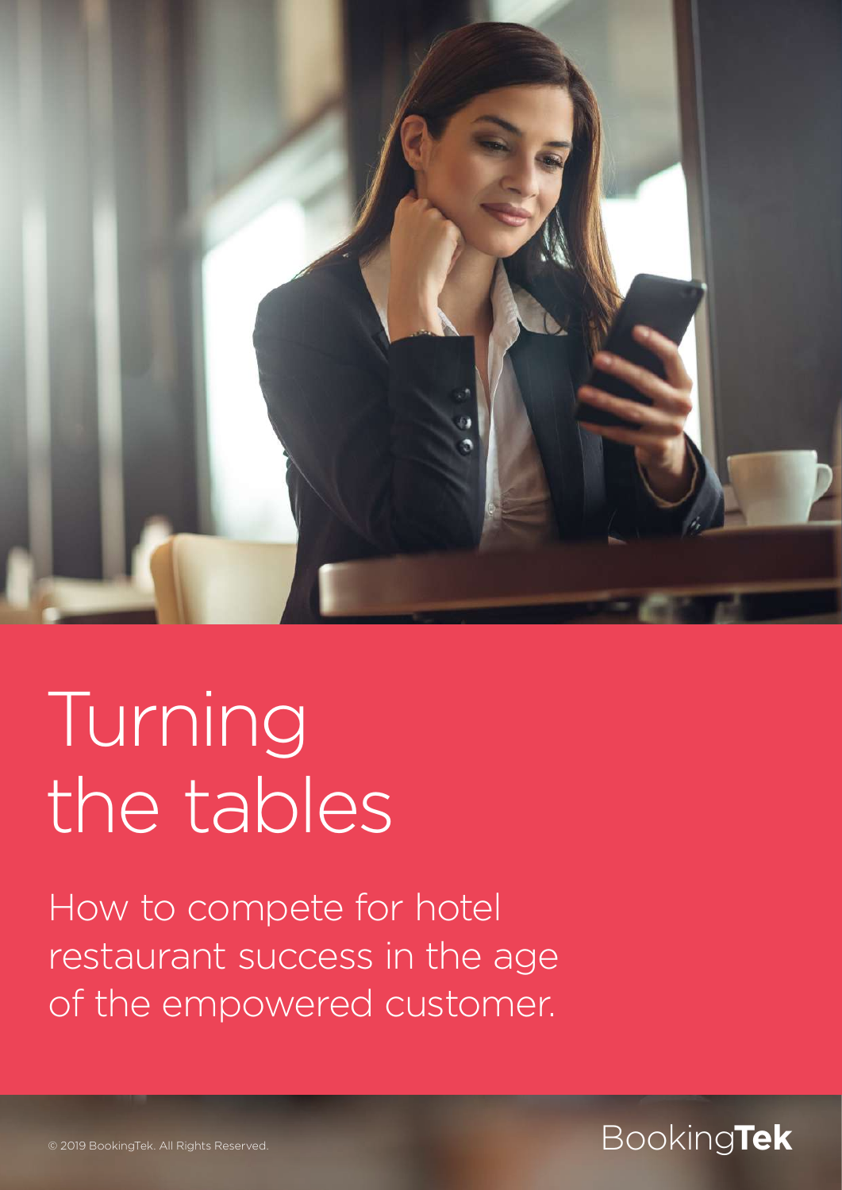# Turning the tables

How to compete for hotel restaurant success in the age of the empowered customer.

© 2019 BookingTek. All Rights Reserved.

BookingTek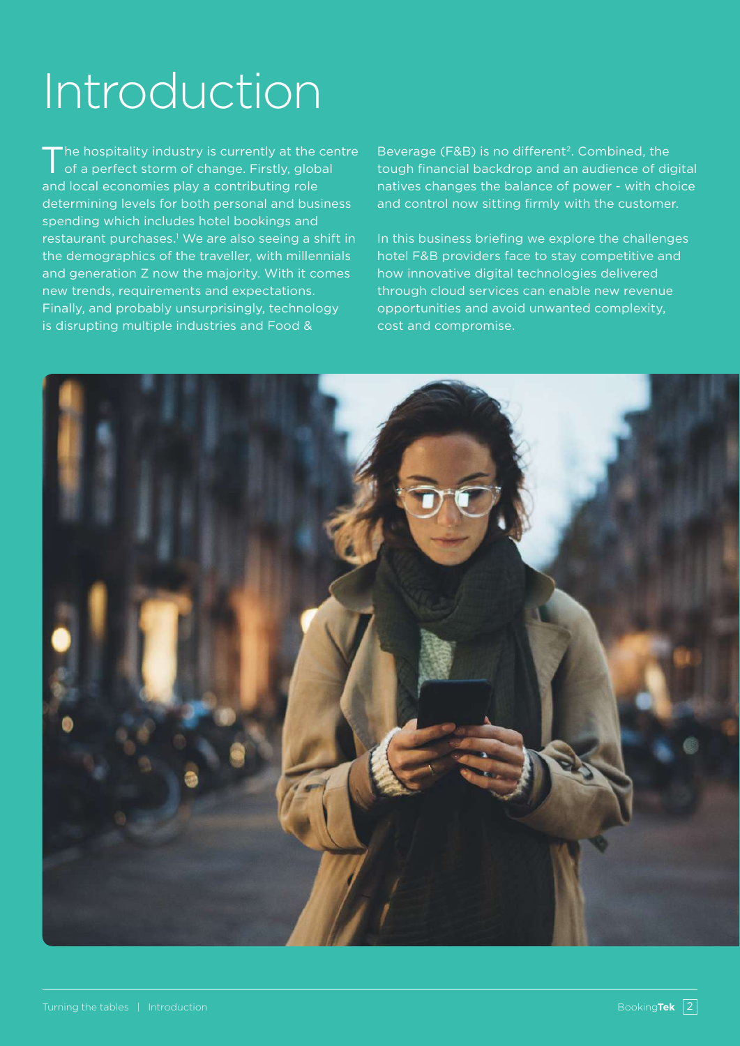# Introduction

The hospitality industry is currently at the centre of a perfect storm of change. Firstly, global and local economies play a contributing role determining levels for both personal and business spending which includes hotel bookings and restaurant purchases.[1] We are also seeing a shift in the demographics of the traveller, with millennials and generation Z now the majority. With it comes new trends, requirements and expectations. Finally, and probably unsurprisingly, technology is disrupting multiple industries and Food & Beverage (F&B) is no different[2]. Combined, the tough financial backdrop and an audience of digital natives changes the balance of power - with choice and control now sitting firmly with the customer.

In this business briefing we explore the challenges hotel F&B providers face to stay competitive and how innovative digital technologies delivered through cloud services can enable new revenue opportunities and avoid unwanted complexity, cost and compromise.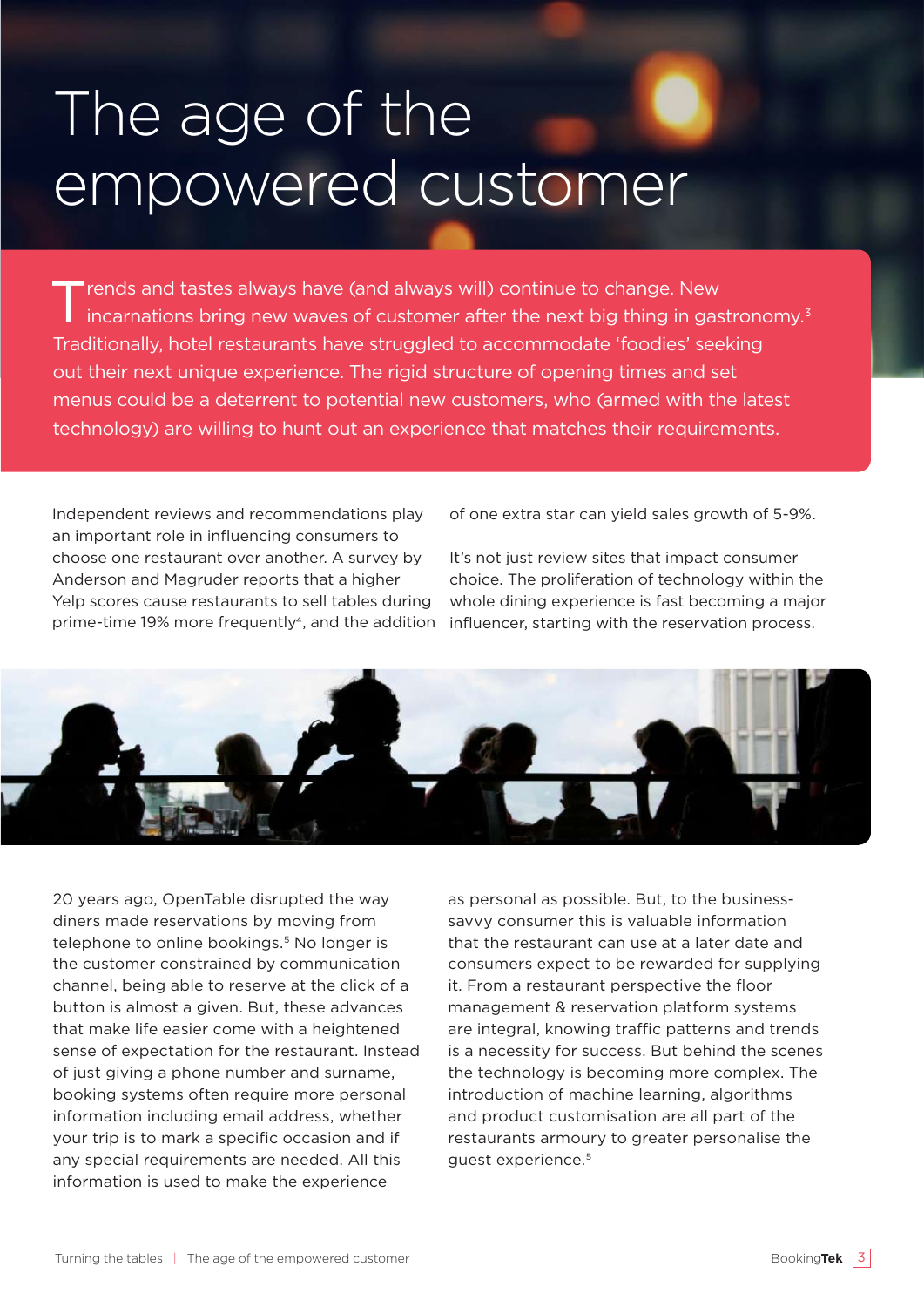# The age of the empowered customer

Trends and tastes always have (and always will) continue to change. New incarnations bring new waves of customer after the next big thing in gastronomy.[3] Traditionally, hotel restaurants have struggled to accommodate 'foodies' seeking out their next unique experience. The rigid structure of opening times and set menus could be a deterrent to potential new customers, who (armed with the latest technology) are willing to hunt out an experience that matches their requirements.

Independent reviews and recommendations play an important role in influencing consumers to choose one restaurant over another. A survey by Anderson and Magruder reports that a higher Yelp scores cause restaurants to sell tables during prime-time 19% more frequently[4], and the addition of one extra star can yield sales growth of 5-9%.

It's not just review sites that impact consumer choice. The proliferation of technology within the whole dining experience is fast becoming a major influencer, starting with the reservation process.

20 years ago, OpenTable disrupted the way diners made reservations by moving from telephone to online bookings.[5] No longer is the customer constrained by communication channel, being able to reserve at the click of a button is almost a given. But, these advances that make life easier come with a heightened sense of expectation for the restaurant. Instead of just giving a phone number and surname, booking systems often require more personal information including email address, whether your trip is to mark a specific occasion and if any special requirements are needed. All this information is used to make the experience as personal as possible. But, to the business-savvy consumer this is valuable information that the restaurant can use at a later date and consumers expect to be rewarded for supplying it. From a restaurant perspective the floor management & reservation platform systems are integral, knowing traffic patterns and trends is a necessity for success. But behind the scenes the technology is becoming more complex. The introduction of machine learning, algorithms and product customisation are all part of the restaurants armoury to greater personalise the guest experience.[5]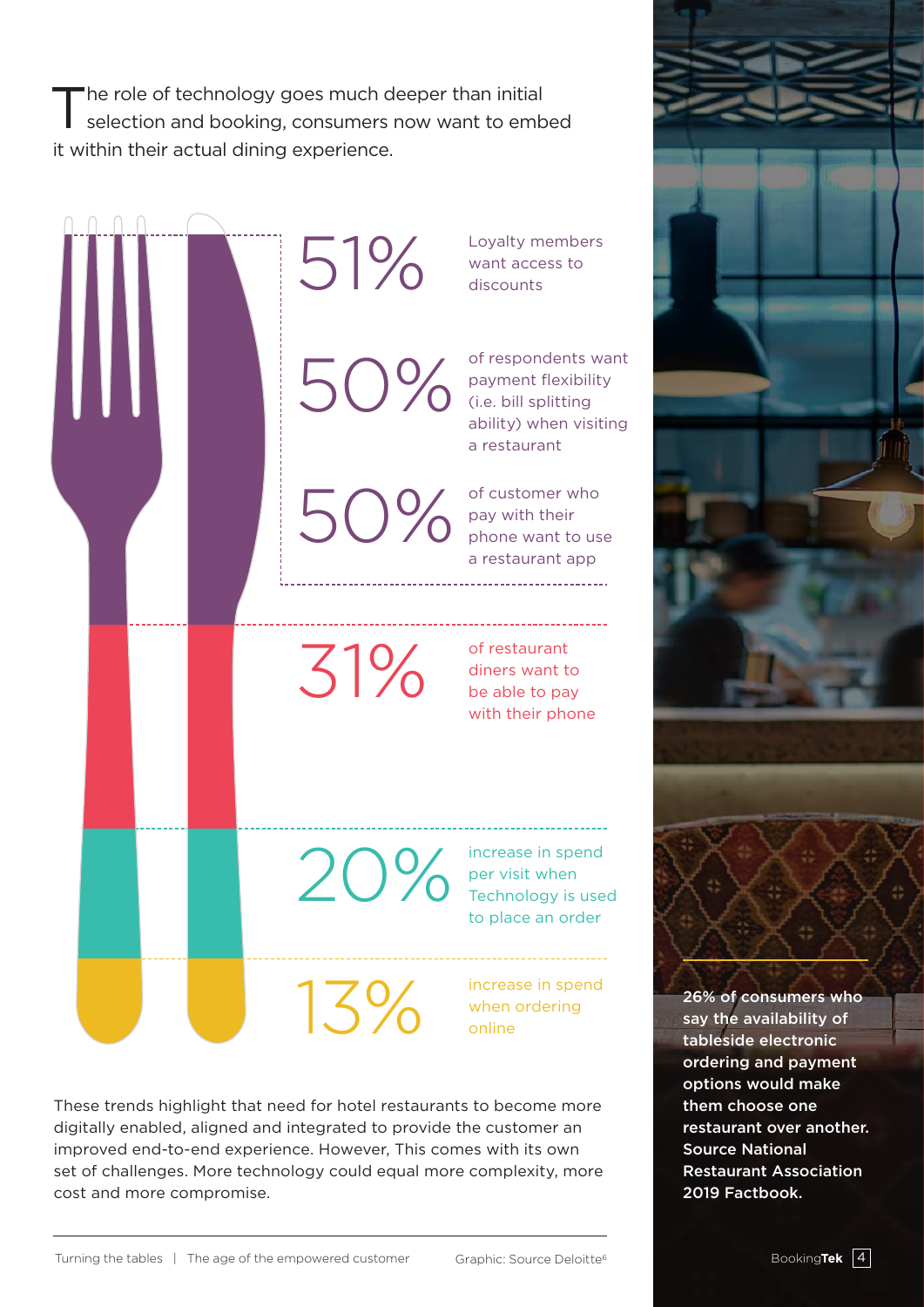The role of technology goes much deeper than initial selection and booking, consumers now want to embed it within their actual dining experience.

**51%** Loyalty members want access to discounts

**50%** of respondents want payment flexibility (i.e. bill splitting ability) when visiting a restaurant

**50%** of customer who pay with their phone want to use a restaurant app

**31%** of restaurant diners want to be able to pay with their phone

**20%** increase in spend per visit when Technology is used to place an order

**13%** increase in spend when ordering online

Graphic: Source Deloitte[6]

These trends highlight that need for hotel restaurants to become more digitally enabled, aligned and integrated to provide the customer an improved end-to-end experience. However, This comes with its own set of challenges. More technology could equal more complexity, more cost and more compromise.

**26% of consumers who say the availability of tableside electronic ordering and payment options would make them choose one restaurant over another. Source National Restaurant Association 2019 Factbook.**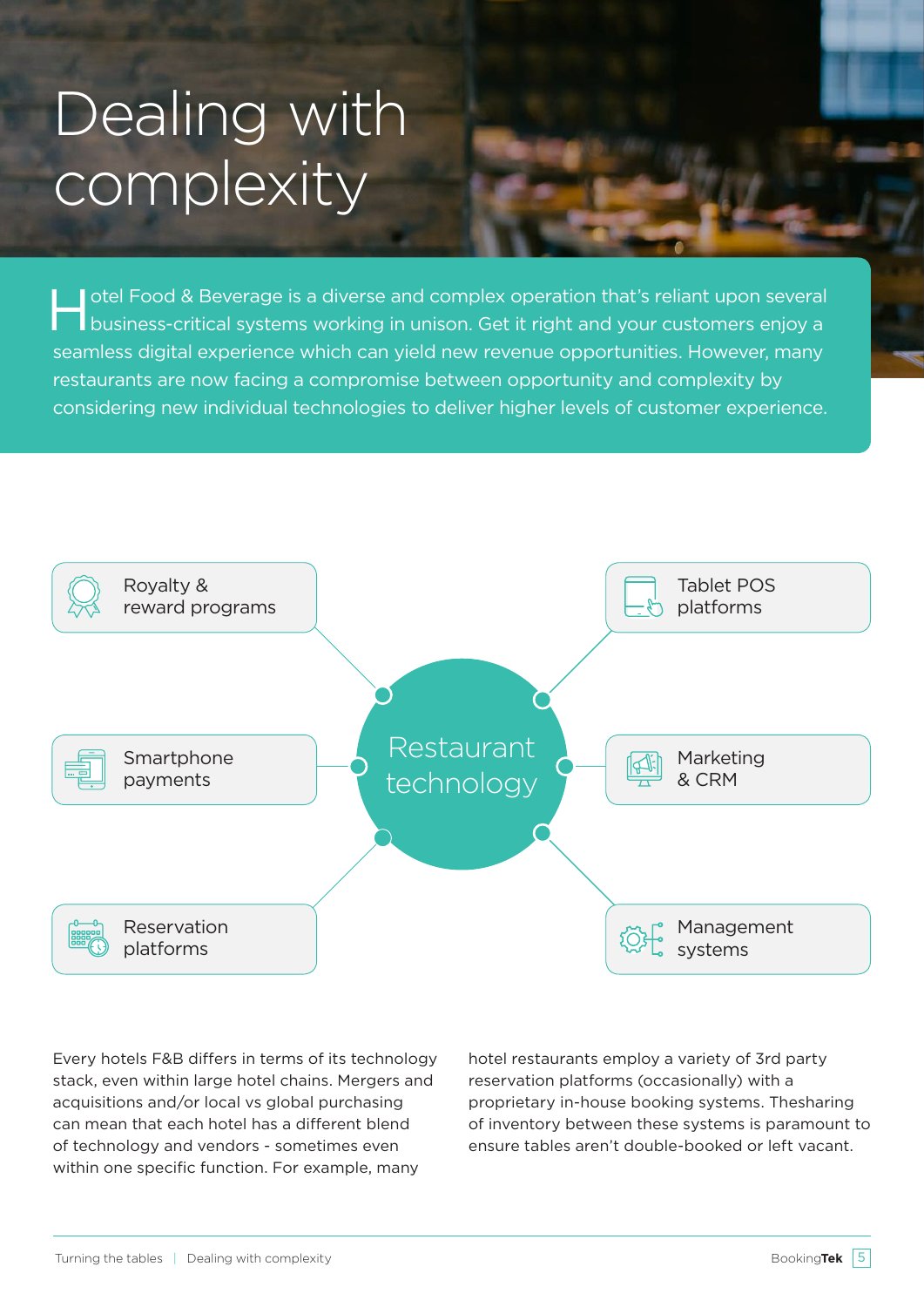# Dealing with complexity

Hotel Food & Beverage is a diverse and complex operation that's reliant upon several business-critical systems working in unison. Get it right and your customers enjoy a seamless digital experience which can yield new revenue opportunities. However, many restaurants are now facing a compromise between opportunity and complexity by considering new individual technologies to deliver higher levels of customer experience.

Restaurant technology

- Royalty & reward programs
- Tablet POS platforms
- Smartphone payments
- Marketing & CRM
- Reservation platforms
- Management systems

Every hotels F&B differs in terms of its technology stack, even within large hotel chains. Mergers and acquisitions and/or local vs global purchasing can mean that each hotel has a different blend of technology and vendors - sometimes even within one specific function. For example, many hotel restaurants employ a variety of 3rd party reservation platforms (occasionally) with a proprietary in-house booking systems. Thesharing of inventory between these systems is paramount to ensure tables aren't double-booked or left vacant.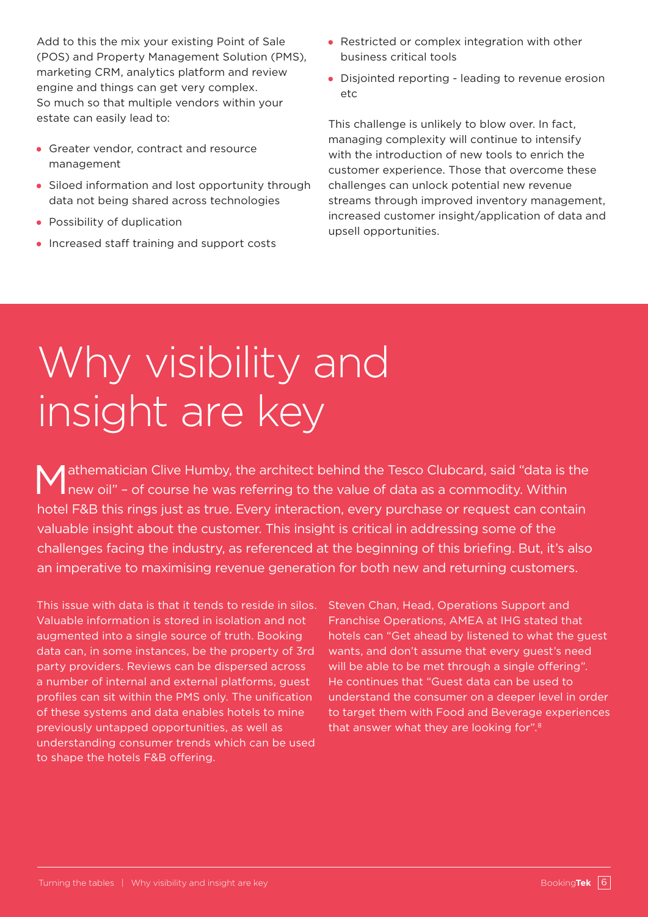Add to this the mix your existing Point of Sale (POS) and Property Management Solution (PMS), marketing CRM, analytics platform and review engine and things can get very complex. So much so that multiple vendors within your estate can easily lead to:

- Greater vendor, contract and resource management
- Siloed information and lost opportunity through data not being shared across technologies
- Possibility of duplication
- Increased staff training and support costs
- Restricted or complex integration with other business critical tools
- Disjointed reporting - leading to revenue erosion etc

This challenge is unlikely to blow over. In fact, managing complexity will continue to intensify with the introduction of new tools to enrich the customer experience. Those that overcome these challenges can unlock potential new revenue streams through improved inventory management, increased customer insight/application of data and upsell opportunities.

# Why visibility and insight are key

Mathematician Clive Humby, the architect behind the Tesco Clubcard, said "data is the new oil" – of course he was referring to the value of data as a commodity. Within hotel F&B this rings just as true. Every interaction, every purchase or request can contain valuable insight about the customer. This insight is critical in addressing some of the challenges facing the industry, as referenced at the beginning of this briefing. But, it's also an imperative to maximising revenue generation for both new and returning customers.

This issue with data is that it tends to reside in silos. Valuable information is stored in isolation and not augmented into a single source of truth. Booking data can, in some instances, be the property of 3rd party providers. Reviews can be dispersed across a number of internal and external platforms, guest profiles can sit within the PMS only. The unification of these systems and data enables hotels to mine previously untapped opportunities, as well as understanding consumer trends which can be used to shape the hotels F&B offering.

Steven Chan, Head, Operations Support and Franchise Operations, AMEA at IHG stated that hotels can "Get ahead by listened to what the guest wants, and don't assume that every guest's need will be able to be met through a single offering". He continues that "Guest data can be used to understand the consumer on a deeper level in order to target them with Food and Beverage experiences that answer what they are looking for".[8]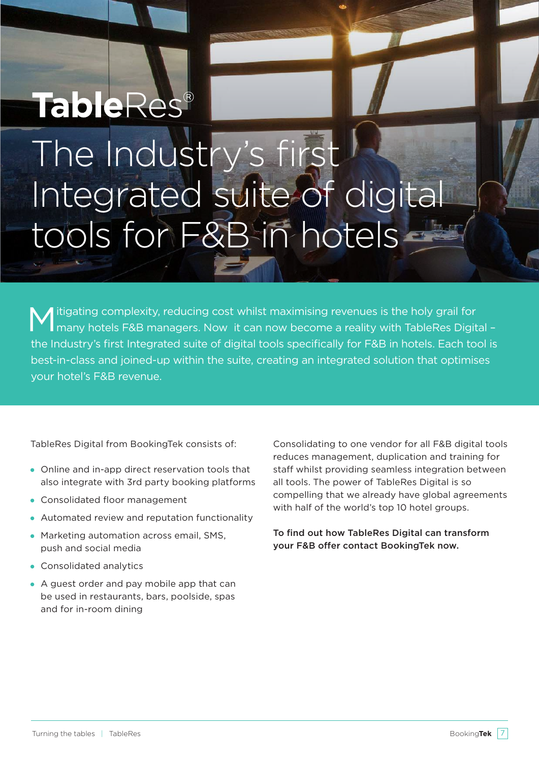# TableRes®

# The Industry's first Integrated suite of digital tools for F&B in hotels

Mitigating complexity, reducing cost whilst maximising revenues is the holy grail for many hotels F&B managers. Now it can now become a reality with TableRes Digital – the Industry's first Integrated suite of digital tools specifically for F&B in hotels. Each tool is best-in-class and joined-up within the suite, creating an integrated solution that optimises your hotel's F&B revenue.

TableRes Digital from BookingTek consists of:

- Online and in-app direct reservation tools that also integrate with 3rd party booking platforms
- Consolidated floor management
- Automated review and reputation functionality
- Marketing automation across email, SMS, push and social media
- Consolidated analytics
- A guest order and pay mobile app that can be used in restaurants, bars, poolside, spas and for in-room dining

Consolidating to one vendor for all F&B digital tools reduces management, duplication and training for staff whilst providing seamless integration between all tools. The power of TableRes Digital is so compelling that we already have global agreements with half of the world's top 10 hotel groups.

**To find out how TableRes Digital can transform your F&B offer contact BookingTek now.**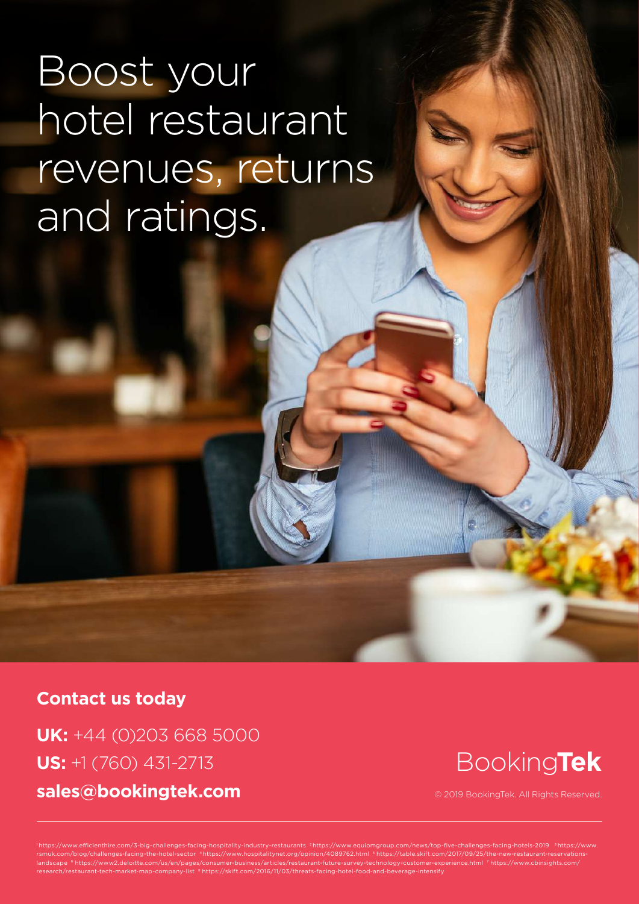# Boost your hotel restaurant revenues, returns and ratings.

**Contact us today**

**UK:** +44 (0)203 668 5000

**US:** +1 (760) 431-2713

**sales@bookingtek.com**

Booking**Tek**

© 2019 BookingTek. All Rights Reserved.

[1] https://www.efficienthire.com/3-big-challenges-facing-hospitality-industry-restaurants [2] https://www.equiomgroup.com/news/top-five-challenges-facing-hotels-2019 [3] https://www.rsmuk.com/blog/challenges-facing-the-hotel-sector [4] https://www.hospitalitynet.org/opinion/4089762.html [5] https://table.skift.com/2017/09/25/the-new-restaurant-reservations-landscape [6] https://www2.deloitte.com/us/en/pages/consumer-business/articles/restaurant-future-survey-technology-customer-experience.html [7] https://www.cbinsights.com/research/restaurant-tech-market-map-company-list [8] https://skift.com/2016/11/03/threats-facing-hotel-food-and-beverage-intensify